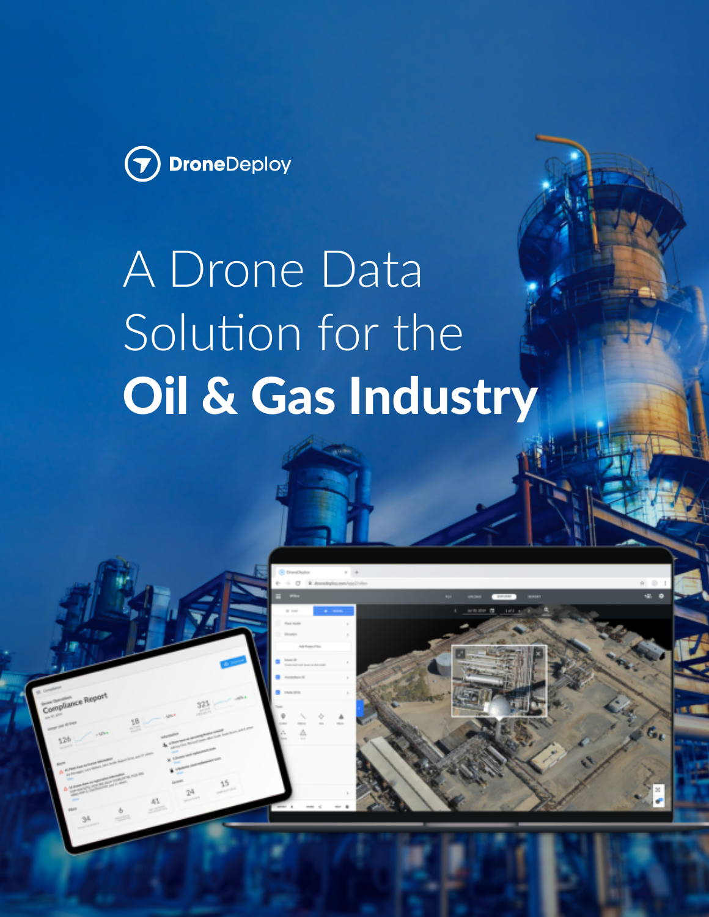DroneDeploy

# A Drone Data Solution for the **Oil & Gas Industry**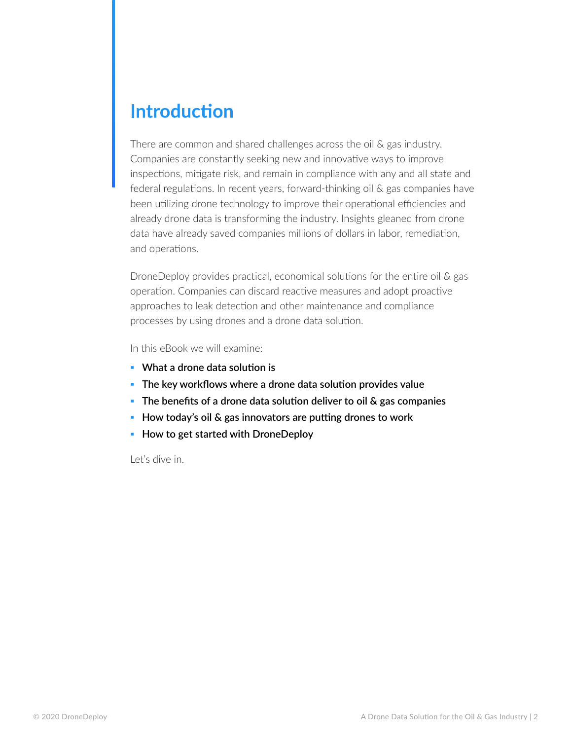# Introduction

There are common and shared challenges across the oil & gas industry. Companies are constantly seeking new and innovative ways to improve inspections, mitigate risk, and remain in compliance with any and all state and federal regulations. In recent years, forward-thinking oil & gas companies have been utilizing drone technology to improve their operational efficiencies and already drone data is transforming the industry. Insights gleaned from drone data have already saved companies millions of dollars in labor, remediation, and operations.

DroneDeploy provides practical, economical solutions for the entire oil & gas operation. Companies can discard reactive measures and adopt proactive approaches to leak detection and other maintenance and compliance processes by using drones and a drone data solution.

In this eBook we will examine:

- **What a drone data solution is**
- **The key workflows where a drone data solution provides value**
- **The benefits of a drone data solution deliver to oil & gas companies**
- **How today's oil & gas innovators are putting drones to work**
- **How to get started with DroneDeploy**

Let's dive in.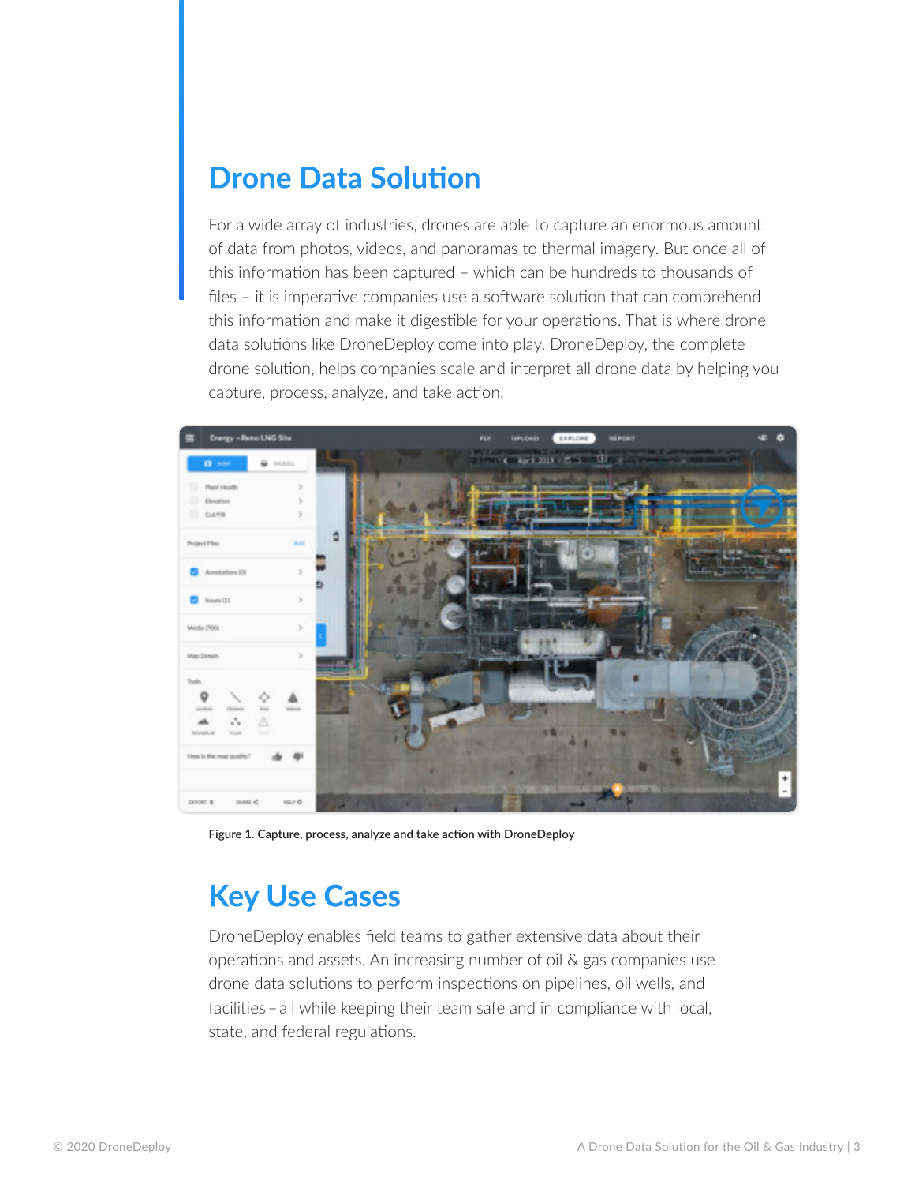## Drone Data Solution

For a wide array of industries, drones are able to capture an enormous amount of data from photos, videos, and panoramas to thermal imagery. But once all of this information has been captured – which can be hundreds to thousands of files – it is imperative companies use a software solution that can comprehend this information and make it digestible for your operations. That is where drone data solutions like DroneDeploy come into play. DroneDeploy, the complete drone solution, helps companies scale and interpret all drone data by helping you capture, process, analyze, and take action.

Figure 1. Capture, process, analyze and take action with DroneDeploy

## Key Use Cases

DroneDeploy enables field teams to gather extensive data about their operations and assets. An increasing number of oil & gas companies use drone data solutions to perform inspections on pipelines, oil wells, and facilities – all while keeping their team safe and in compliance with local, state, and federal regulations.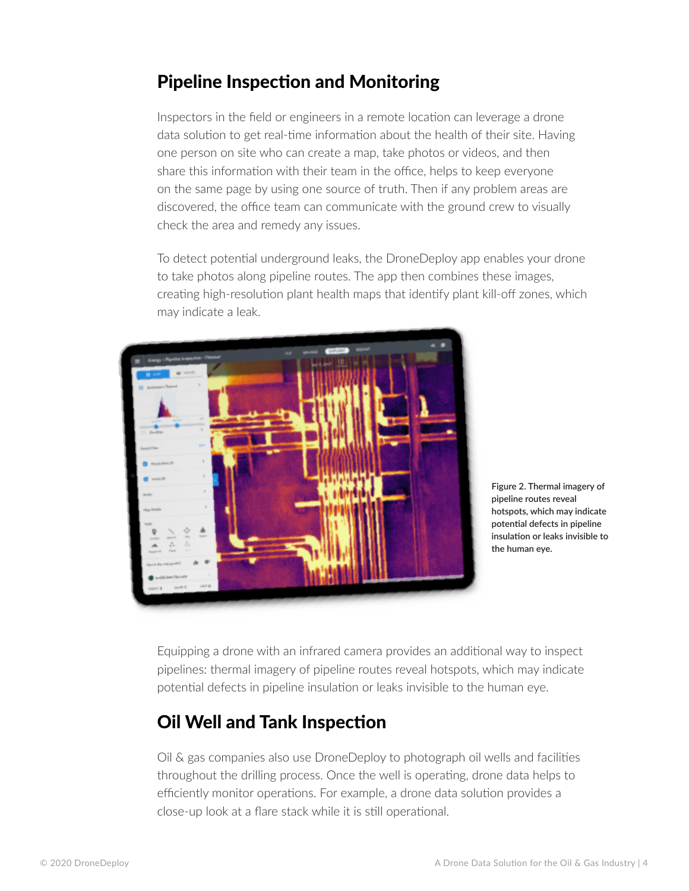## Pipeline Inspection and Monitoring

Inspectors in the field or engineers in a remote location can leverage a drone data solution to get real-time information about the health of their site. Having one person on site who can create a map, take photos or videos, and then share this information with their team in the office, helps to keep everyone on the same page by using one source of truth. Then if any problem areas are discovered, the office team can communicate with the ground crew to visually check the area and remedy any issues.

To detect potential underground leaks, the DroneDeploy app enables your drone to take photos along pipeline routes. The app then combines these images, creating high-resolution plant health maps that identify plant kill-off zones, which may indicate a leak.

Figure 2. Thermal imagery of pipeline routes reveal hotspots, which may indicate potential defects in pipeline insulation or leaks invisible to the human eye.

Equipping a drone with an infrared camera provides an additional way to inspect pipelines: thermal imagery of pipeline routes reveal hotspots, which may indicate potential defects in pipeline insulation or leaks invisible to the human eye.

## Oil Well and Tank Inspection

Oil & gas companies also use DroneDeploy to photograph oil wells and facilities throughout the drilling process. Once the well is operating, drone data helps to efficiently monitor operations. For example, a drone data solution provides a close-up look at a flare stack while it is still operational.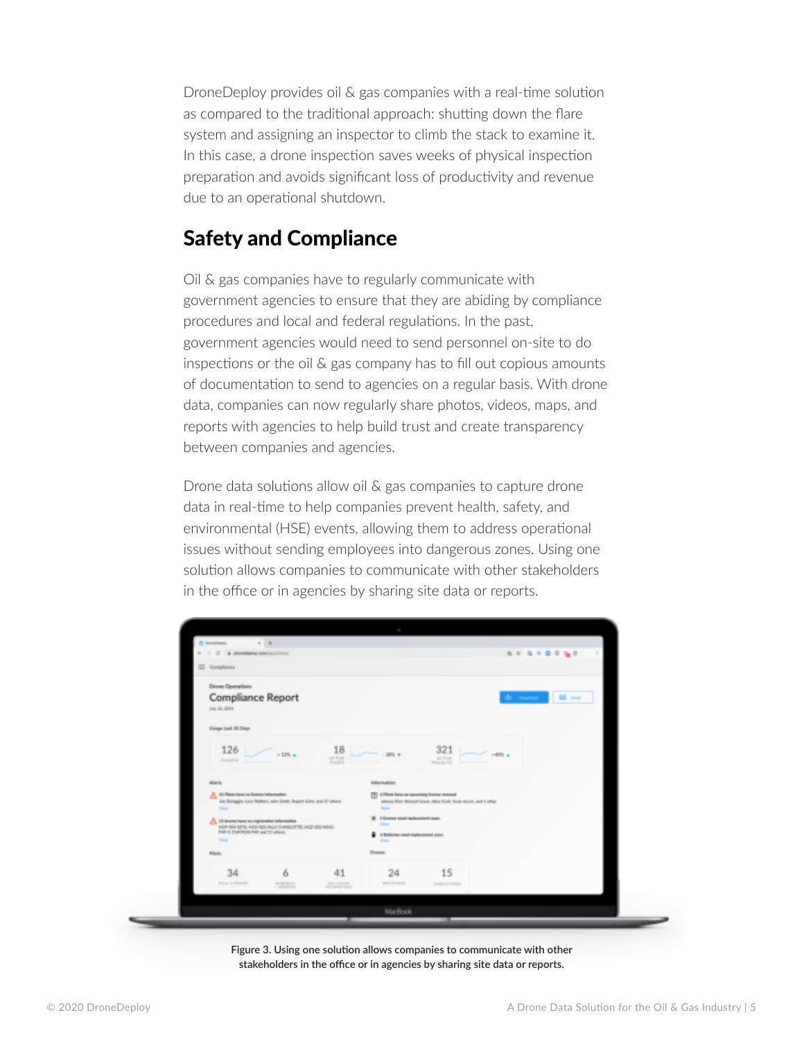DroneDeploy provides oil & gas companies with a real-time solution as compared to the traditional approach: shutting down the flare system and assigning an inspector to climb the stack to examine it. In this case, a drone inspection saves weeks of physical inspection preparation and avoids significant loss of productivity and revenue due to an operational shutdown.

## Safety and Compliance

Oil & gas companies have to regularly communicate with government agencies to ensure that they are abiding by compliance procedures and local and federal regulations. In the past, government agencies would need to send personnel on-site to do inspections or the oil & gas company has to fill out copious amounts of documentation to send to agencies on a regular basis. With drone data, companies can now regularly share photos, videos, maps, and reports with agencies to help build trust and create transparency between companies and agencies.

Drone data solutions allow oil & gas companies to capture drone data in real-time to help companies prevent health, safety, and environmental (HSE) events, allowing them to address operational issues without sending employees into dangerous zones. Using one solution allows companies to communicate with other stakeholders in the office or in agencies by sharing site data or reports.

Figure 3. Using one solution allows companies to communicate with other stakeholders in the office or in agencies by sharing site data or reports.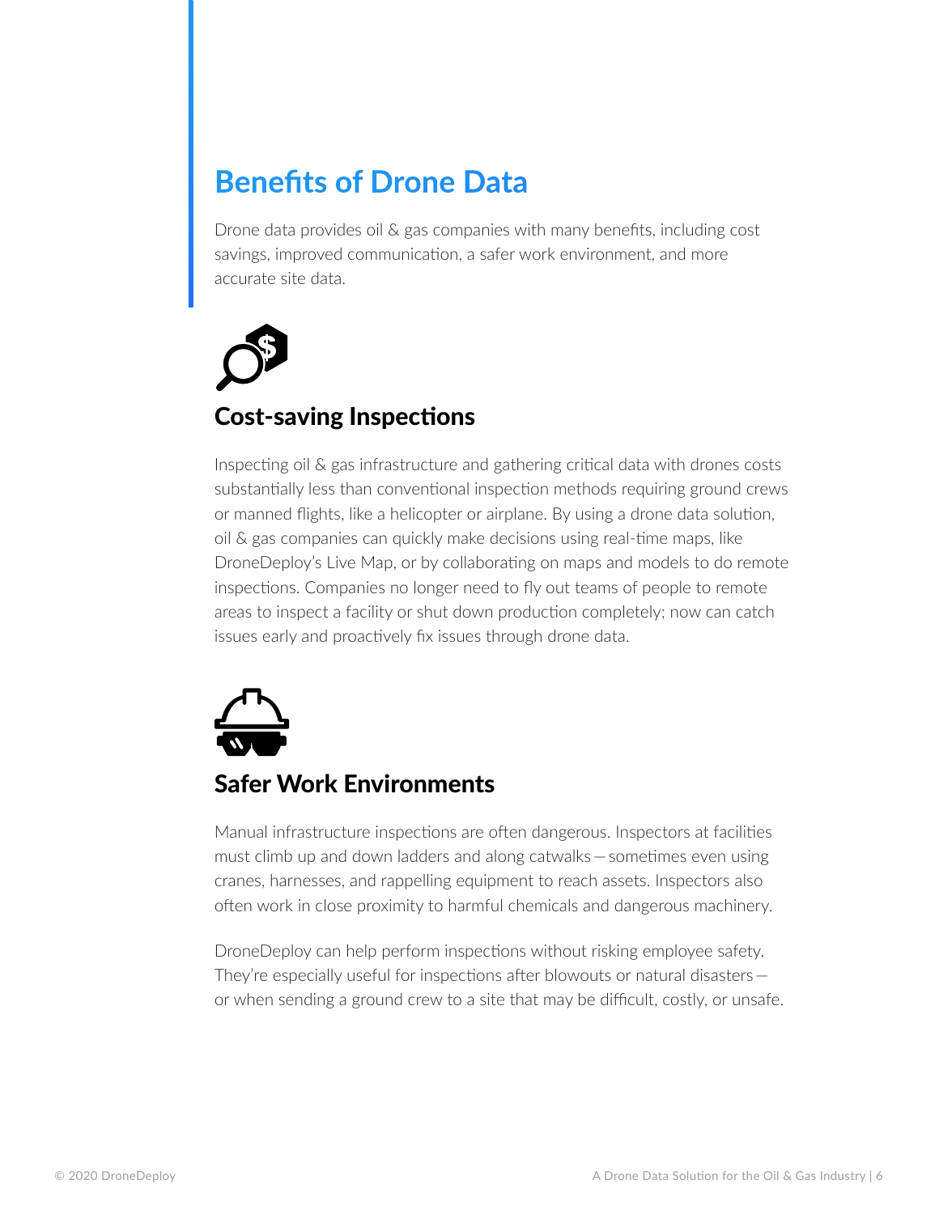# Benefits of Drone Data

Drone data provides oil & gas companies with many benefits, including cost savings, improved communication, a safer work environment, and more accurate site data.

## Cost-saving Inspections

Inspecting oil & gas infrastructure and gathering critical data with drones costs substantially less than conventional inspection methods requiring ground crews or manned flights, like a helicopter or airplane. By using a drone data solution, oil & gas companies can quickly make decisions using real-time maps, like DroneDeploy's Live Map, or by collaborating on maps and models to do remote inspections. Companies no longer need to fly out teams of people to remote areas to inspect a facility or shut down production completely; now can catch issues early and proactively fix issues through drone data.

## Safer Work Environments

Manual infrastructure inspections are often dangerous. Inspectors at facilities must climb up and down ladders and along catwalks — sometimes even using cranes, harnesses, and rappelling equipment to reach assets. Inspectors also often work in close proximity to harmful chemicals and dangerous machinery.

DroneDeploy can help perform inspections without risking employee safety. They're especially useful for inspections after blowouts or natural disasters — or when sending a ground crew to a site that may be difficult, costly, or unsafe.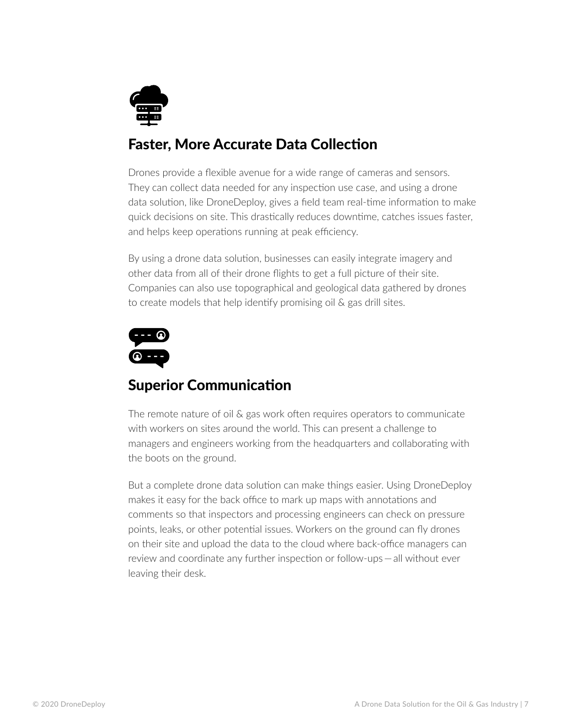## Faster, More Accurate Data Collection

Drones provide a flexible avenue for a wide range of cameras and sensors. They can collect data needed for any inspection use case, and using a drone data solution, like DroneDeploy, gives a field team real-time information to make quick decisions on site. This drastically reduces downtime, catches issues faster, and helps keep operations running at peak efficiency.

By using a drone data solution, businesses can easily integrate imagery and other data from all of their drone flights to get a full picture of their site. Companies can also use topographical and geological data gathered by drones to create models that help identify promising oil & gas drill sites.

## Superior Communication

The remote nature of oil & gas work often requires operators to communicate with workers on sites around the world. This can present a challenge to managers and engineers working from the headquarters and collaborating with the boots on the ground.

But a complete drone data solution can make things easier. Using DroneDeploy makes it easy for the back office to mark up maps with annotations and comments so that inspectors and processing engineers can check on pressure points, leaks, or other potential issues. Workers on the ground can fly drones on their site and upload the data to the cloud where back-office managers can review and coordinate any further inspection or follow-ups — all without ever leaving their desk.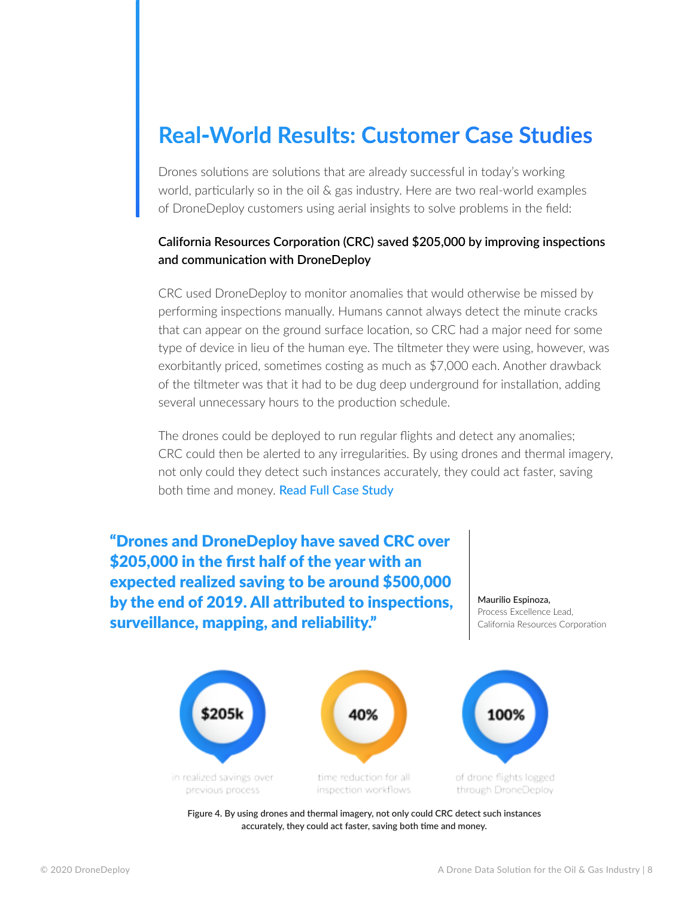## Real-World Results: Customer Case Studies

Drones solutions are solutions that are already successful in today's working world, particularly so in the oil & gas industry. Here are two real-world examples of DroneDeploy customers using aerial insights to solve problems in the field:

**California Resources Corporation (CRC) saved $205,000 by improving inspections and communication with DroneDeploy**

CRC used DroneDeploy to monitor anomalies that would otherwise be missed by performing inspections manually. Humans cannot always detect the minute cracks that can appear on the ground surface location, so CRC had a major need for some type of device in lieu of the human eye. The tiltmeter they were using, however, was exorbitantly priced, sometimes costing as much as $7,000 each. Another drawback of the tiltmeter was that it had to be dug deep underground for installation, adding several unnecessary hours to the production schedule.

The drones could be deployed to run regular flights and detect any anomalies; CRC could then be alerted to any irregularities. By using drones and thermal imagery, not only could they detect such instances accurately, they could act faster, saving both time and money. Read Full Case Study

> **"Drones and DroneDeploy have saved CRC over $205,000 in the first half of the year with an expected realized saving to be around $500,000 by the end of 2019. All attributed to inspections, surveillance, mapping, and reliability."**

**Maurilio Espinoza,**
Process Excellence Lead,
California Resources Corporation

$205k
in realized savings over previous process

40%
time reduction for all inspection workflows

100%
of drone flights logged through DroneDeploy

Figure 4. By using drones and thermal imagery, not only could CRC detect such instances accurately, they could act faster, saving both time and money.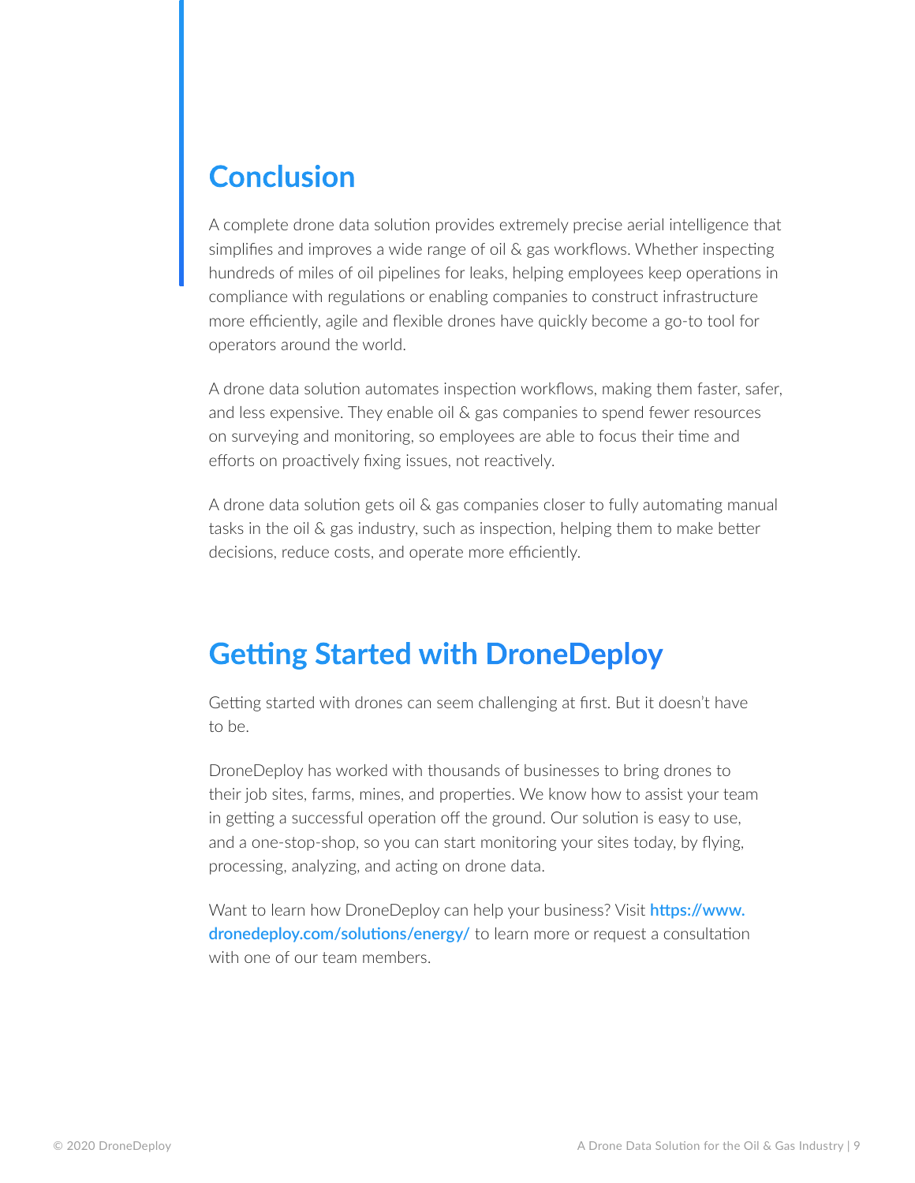## Conclusion

A complete drone data solution provides extremely precise aerial intelligence that simplifies and improves a wide range of oil & gas workflows. Whether inspecting hundreds of miles of oil pipelines for leaks, helping employees keep operations in compliance with regulations or enabling companies to construct infrastructure more efficiently, agile and flexible drones have quickly become a go-to tool for operators around the world.

A drone data solution automates inspection workflows, making them faster, safer, and less expensive. They enable oil & gas companies to spend fewer resources on surveying and monitoring, so employees are able to focus their time and efforts on proactively fixing issues, not reactively.

A drone data solution gets oil & gas companies closer to fully automating manual tasks in the oil & gas industry, such as inspection, helping them to make better decisions, reduce costs, and operate more efficiently.

## Getting Started with DroneDeploy

Getting started with drones can seem challenging at first. But it doesn't have to be.

DroneDeploy has worked with thousands of businesses to bring drones to their job sites, farms, mines, and properties. We know how to assist your team in getting a successful operation off the ground. Our solution is easy to use, and a one-stop-shop, so you can start monitoring your sites today, by flying, processing, analyzing, and acting on drone data.

Want to learn how DroneDeploy can help your business? Visit **https://www.dronedeploy.com/solutions/energy/** to learn more or request a consultation with one of our team members.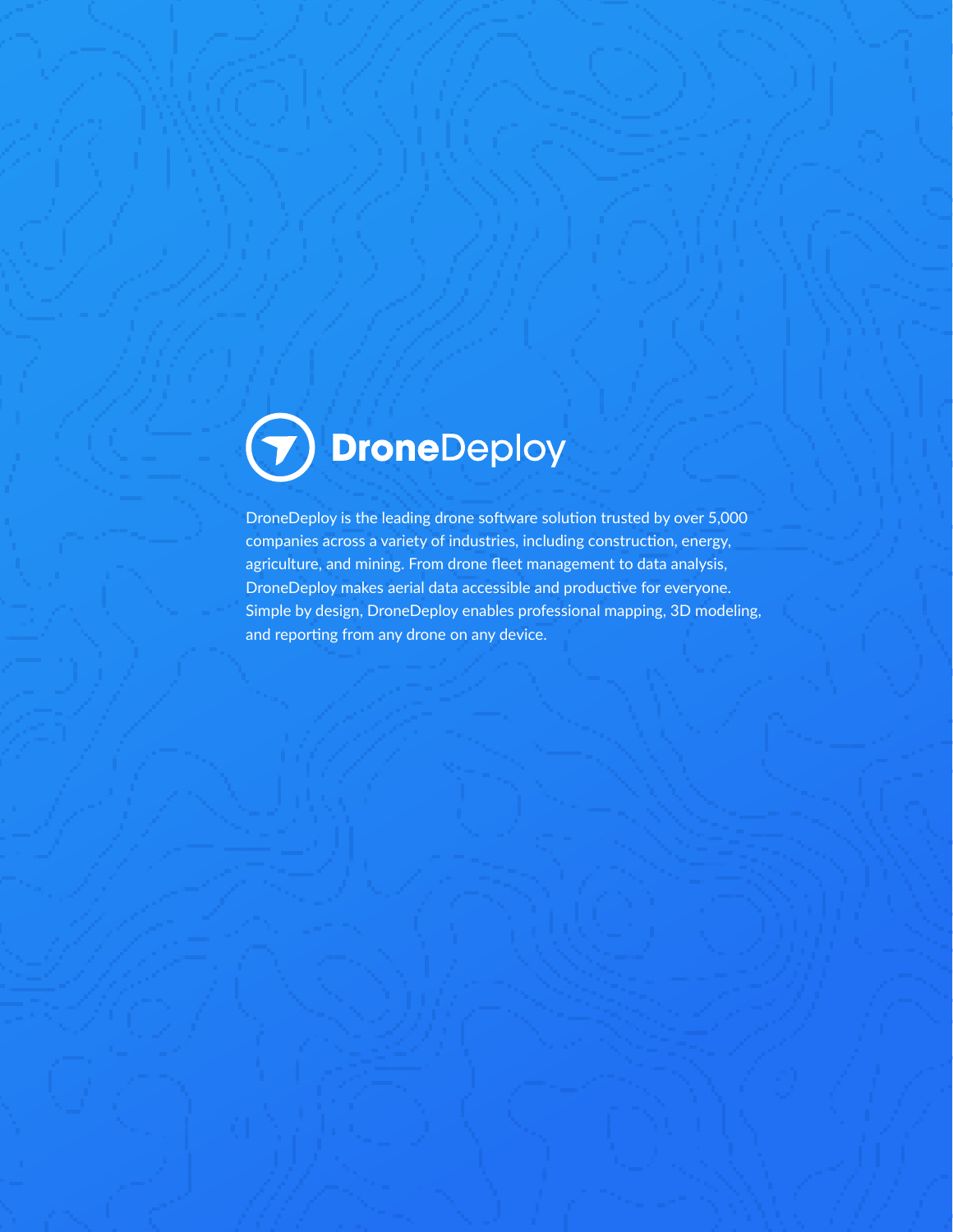# DroneDeploy

DroneDeploy is the leading drone software solution trusted by over 5,000 companies across a variety of industries, including construction, energy, agriculture, and mining. From drone fleet management to data analysis, DroneDeploy makes aerial data accessible and productive for everyone. Simple by design, DroneDeploy enables professional mapping, 3D modeling, and reporting from any drone on any device.